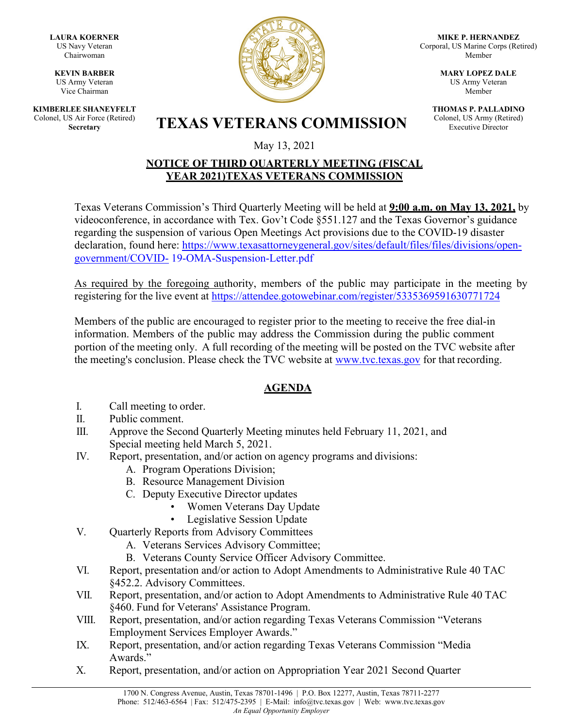**LAURA KOERNER**
US Navy Veteran
Chairwoman

**KEVIN BARBER**
US Army Veteran
Vice Chairman

**KIMBERLEE SHANEYFELT**
Colonel, US Air Force (Retired)
**Secretary**

**MIKE P. HERNANDEZ**
Corporal, US Marine Corps (Retired)
Member

**MARY LOPEZ DALE**
US Army Veteran
Member

**THOMAS P. PALLADINO**
Colonel, US Army (Retired)
Executive Director

# TEXAS VETERANS COMMISSION

May 13, 2021

## NOTICE OF THIRD QUARTERLY MEETING (FISCAL YEAR 2021)TEXAS VETERANS COMMISSION

Texas Veterans Commission's Third Quarterly Meeting will be held at **9:00 a.m. on May 13, 2021,** by videoconference, in accordance with Tex. Gov't Code §551.127 and the Texas Governor's guidance regarding the suspension of various Open Meetings Act provisions due to the COVID-19 disaster declaration, found here: https://www.texasattorneygeneral.gov/sites/default/files/files/divisions/open-government/COVID- 19-OMA-Suspension-Letter.pdf

As required by the foregoing authority, members of the public may participate in the meeting by registering for the live event at https://attendee.gotowebinar.com/register/5335369591630771724

Members of the public are encouraged to register prior to the meeting to receive the free dial-in information. Members of the public may address the Commission during the public comment portion of the meeting only. A full recording of the meeting will be posted on the TVC website after the meeting's conclusion. Please check the TVC website at www.tvc.texas.gov for that recording.

## AGENDA

I. Call meeting to order.

II. Public comment.

III. Approve the Second Quarterly Meeting minutes held February 11, 2021, and Special meeting held March 5, 2021.

IV. Report, presentation, and/or action on agency programs and divisions:
   A. Program Operations Division;
   B. Resource Management Division
   C. Deputy Executive Director updates
      - Women Veterans Day Update
      - Legislative Session Update

V. Quarterly Reports from Advisory Committees
   A. Veterans Services Advisory Committee;
   B. Veterans County Service Officer Advisory Committee.

VI. Report, presentation and/or action to Adopt Amendments to Administrative Rule 40 TAC §452.2. Advisory Committees.

VII. Report, presentation, and/or action to Adopt Amendments to Administrative Rule 40 TAC §460. Fund for Veterans' Assistance Program.

VIII. Report, presentation, and/or action regarding Texas Veterans Commission "Veterans Employment Services Employer Awards."

IX. Report, presentation, and/or action regarding Texas Veterans Commission "Media Awards."

X. Report, presentation, and/or action on Appropriation Year 2021 Second Quarter

1700 N. Congress Avenue, Austin, Texas 78701-1496 | P.O. Box 12277, Austin, Texas 78711-2277
Phone: 512/463-6564 | Fax: 512/475-2395 | E-Mail: info@tvc.texas.gov | Web: www.tvc.texas.gov
*An Equal Opportunity Employer*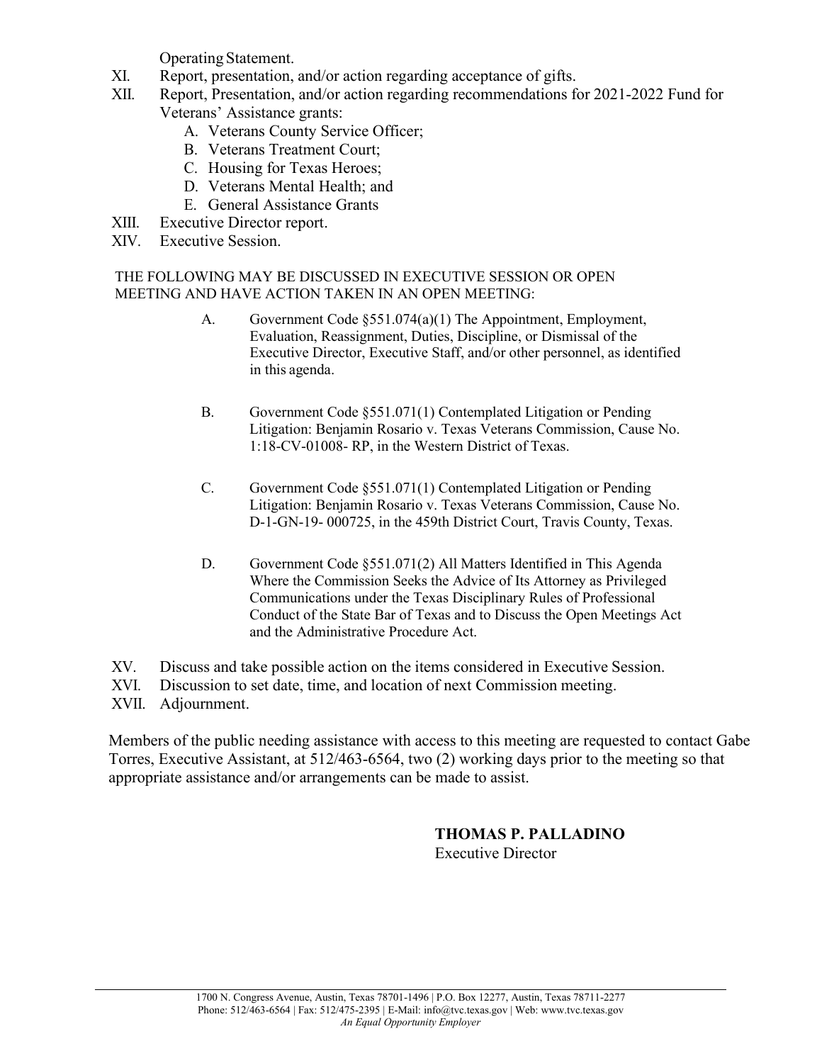Operating Statement.

XI. Report, presentation, and/or action regarding acceptance of gifts.

XII. Report, Presentation, and/or action regarding recommendations for 2021-2022 Fund for Veterans' Assistance grants:

   A. Veterans County Service Officer;
   B. Veterans Treatment Court;
   C. Housing for Texas Heroes;
   D. Veterans Mental Health; and
   E. General Assistance Grants

XIII. Executive Director report.

XIV. Executive Session.

THE FOLLOWING MAY BE DISCUSSED IN EXECUTIVE SESSION OR OPEN MEETING AND HAVE ACTION TAKEN IN AN OPEN MEETING:

A. Government Code §551.074(a)(1) The Appointment, Employment, Evaluation, Reassignment, Duties, Discipline, or Dismissal of the Executive Director, Executive Staff, and/or other personnel, as identified in this agenda.

B. Government Code §551.071(1) Contemplated Litigation or Pending Litigation: Benjamin Rosario v. Texas Veterans Commission, Cause No. 1:18-CV-01008- RP, in the Western District of Texas.

C. Government Code §551.071(1) Contemplated Litigation or Pending Litigation: Benjamin Rosario v. Texas Veterans Commission, Cause No. D-1-GN-19- 000725, in the 459th District Court, Travis County, Texas.

D. Government Code §551.071(2) All Matters Identified in This Agenda Where the Commission Seeks the Advice of Its Attorney as Privileged Communications under the Texas Disciplinary Rules of Professional Conduct of the State Bar of Texas and to Discuss the Open Meetings Act and the Administrative Procedure Act.

XV. Discuss and take possible action on the items considered in Executive Session.

XVI. Discussion to set date, time, and location of next Commission meeting.

XVII. Adjournment.

Members of the public needing assistance with access to this meeting are requested to contact Gabe Torres, Executive Assistant, at 512/463-6564, two (2) working days prior to the meeting so that appropriate assistance and/or arrangements can be made to assist.

**THOMAS P. PALLADINO**
Executive Director

1700 N. Congress Avenue, Austin, Texas 78701-1496 | P.O. Box 12277, Austin, Texas 78711-2277
Phone: 512/463-6564 | Fax: 512/475-2395 | E-Mail: info@tvc.texas.gov | Web: www.tvc.texas.gov
*An Equal Opportunity Employer*